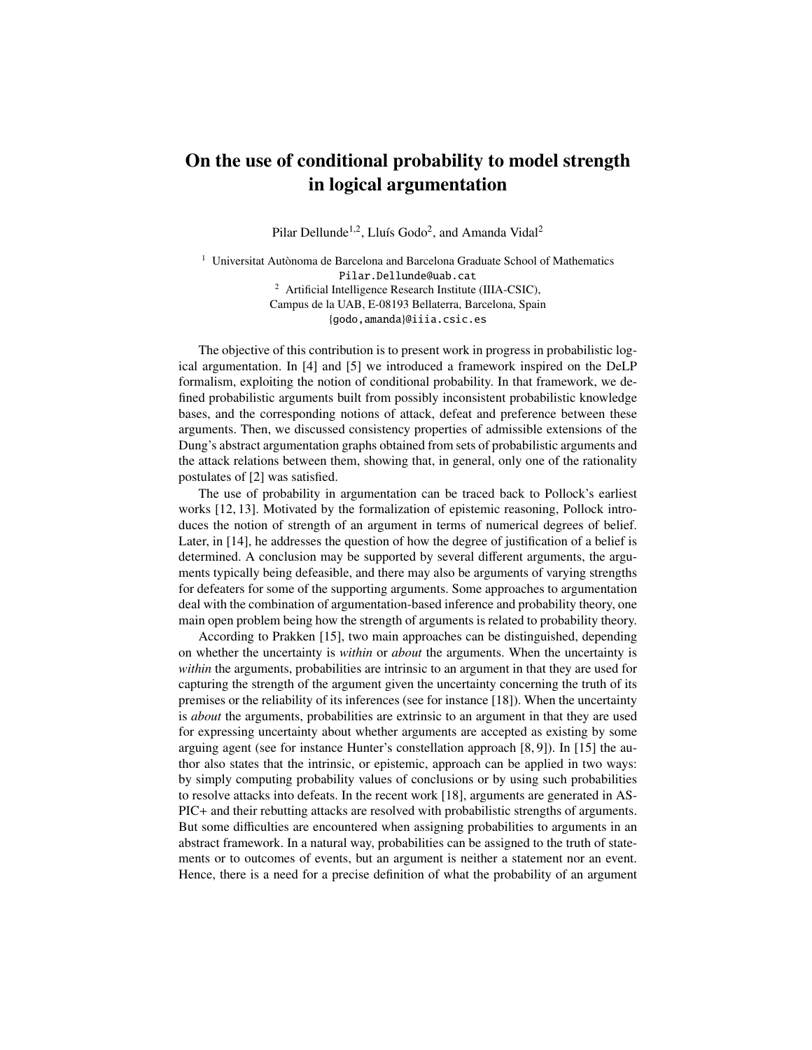# On the use of conditional probability to model strength in logical argumentation

Pilar Dellunde[1,2], Lluís Godo[2], and Amanda Vidal[2]

[1] Universitat Autònoma de Barcelona and Barcelona Graduate School of Mathematics
Pilar.Dellunde@uab.cat
[2] Artificial Intelligence Research Institute (IIIA-CSIC),
Campus de la UAB, E-08193 Bellaterra, Barcelona, Spain
{godo,amanda}@iiia.csic.es

The objective of this contribution is to present work in progress in probabilistic logical argumentation. In [4] and [5] we introduced a framework inspired on the DeLP formalism, exploiting the notion of conditional probability. In that framework, we defined probabilistic arguments built from possibly inconsistent probabilistic knowledge bases, and the corresponding notions of attack, defeat and preference between these arguments. Then, we discussed consistency properties of admissible extensions of the Dung's abstract argumentation graphs obtained from sets of probabilistic arguments and the attack relations between them, showing that, in general, only one of the rationality postulates of [2] was satisfied.

The use of probability in argumentation can be traced back to Pollock's earliest works [12, 13]. Motivated by the formalization of epistemic reasoning, Pollock introduces the notion of strength of an argument in terms of numerical degrees of belief. Later, in [14], he addresses the question of how the degree of justification of a belief is determined. A conclusion may be supported by several different arguments, the arguments typically being defeasible, and there may also be arguments of varying strengths for defeaters for some of the supporting arguments. Some approaches to argumentation deal with the combination of argumentation-based inference and probability theory, one main open problem being how the strength of arguments is related to probability theory.

According to Prakken [15], two main approaches can be distinguished, depending on whether the uncertainty is *within* or *about* the arguments. When the uncertainty is *within* the arguments, probabilities are intrinsic to an argument in that they are used for capturing the strength of the argument given the uncertainty concerning the truth of its premises or the reliability of its inferences (see for instance [18]). When the uncertainty is *about* the arguments, probabilities are extrinsic to an argument in that they are used for expressing uncertainty about whether arguments are accepted as existing by some arguing agent (see for instance Hunter's constellation approach [8, 9]). In [15] the author also states that the intrinsic, or epistemic, approach can be applied in two ways: by simply computing probability values of conclusions or by using such probabilities to resolve attacks into defeats. In the recent work [18], arguments are generated in ASPIC+ and their rebutting attacks are resolved with probabilistic strengths of arguments. But some difficulties are encountered when assigning probabilities to arguments in an abstract framework. In a natural way, probabilities can be assigned to the truth of statements or to outcomes of events, but an argument is neither a statement nor an event. Hence, there is a need for a precise definition of what the probability of an argument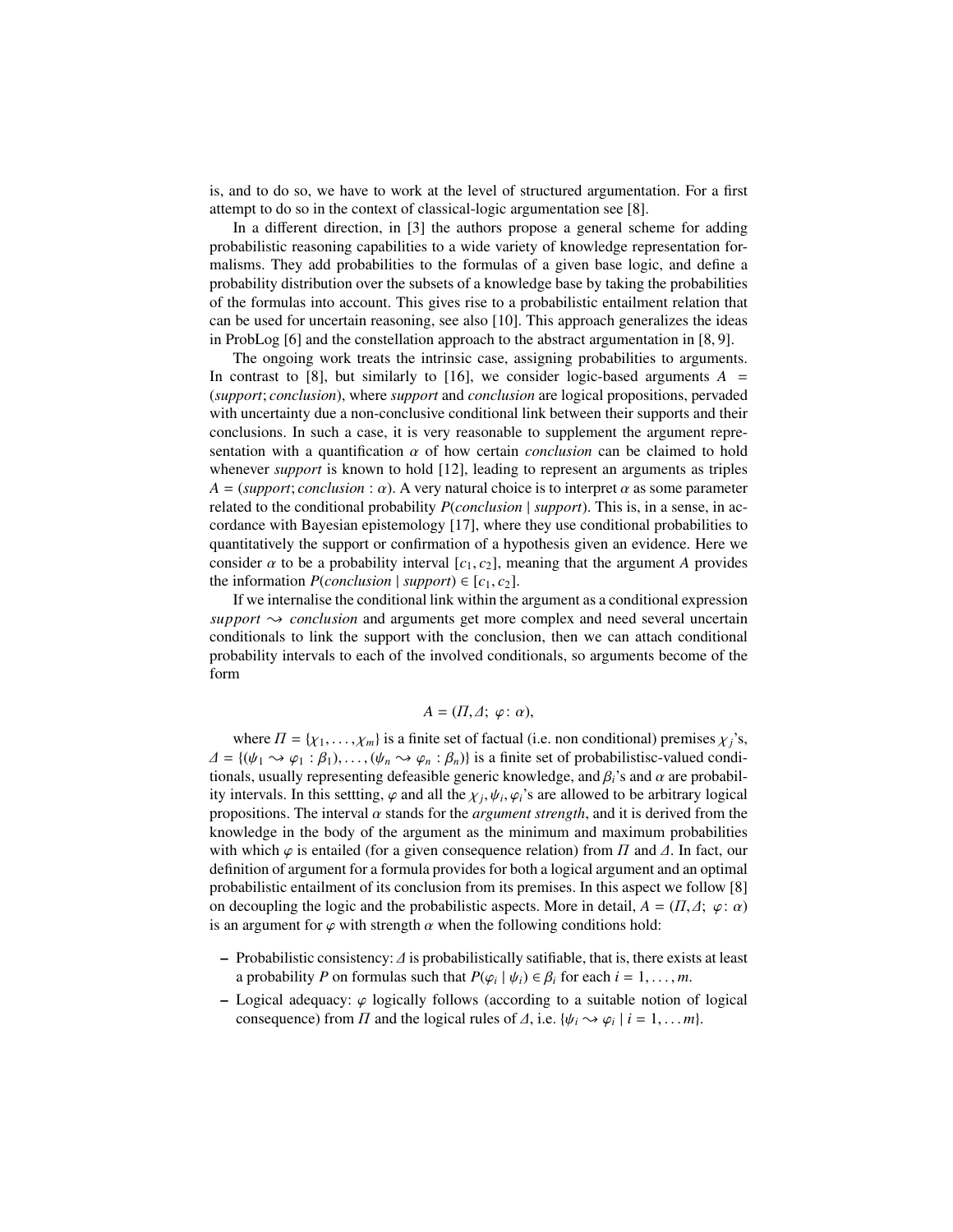is, and to do so, we have to work at the level of structured argumentation. For a first attempt to do so in the context of classical-logic argumentation see [8].

In a different direction, in [3] the authors propose a general scheme for adding probabilistic reasoning capabilities to a wide variety of knowledge representation formalisms. They add probabilities to the formulas of a given base logic, and define a probability distribution over the subsets of a knowledge base by taking the probabilities of the formulas into account. This gives rise to a probabilistic entailment relation that can be used for uncertain reasoning, see also [10]. This approach generalizes the ideas in ProbLog [6] and the constellation approach to the abstract argumentation in [8, 9].

The ongoing work treats the intrinsic case, assigning probabilities to arguments. In contrast to [8], but similarly to [16], we consider logic-based arguments $A = (support; conclusion)$, where *support* and *conclusion* are logical propositions, pervaded with uncertainty due a non-conclusive conditional link between their supports and their conclusions. In such a case, it is very reasonable to supplement the argument representation with a quantification $\alpha$ of how certain *conclusion* can be claimed to hold whenever *support* is known to hold [12], leading to represent an arguments as triples $A = (support; conclusion : \alpha)$. A very natural choice is to interpret $\alpha$ as some parameter related to the conditional probability $P(conclusion \mid support)$. This is, in a sense, in accordance with Bayesian epistemology [17], where they use conditional probabilities to quantitatively the support or confirmation of a hypothesis given an evidence. Here we consider $\alpha$ to be a probability interval $[c_1, c_2]$, meaning that the argument $A$ provides the information $P(conclusion \mid support) \in [c_1, c_2]$.

If we internalise the conditional link within the argument as a conditional expression $support \rightsquigarrow conclusion$ and arguments get more complex and need several uncertain conditionals to link the support with the conclusion, then we can attach conditional probability intervals to each of the involved conditionals, so arguments become of the form

$$A = (\Pi, \Delta;\ \varphi : \alpha),$$

where $\Pi = \{\chi_1, \ldots, \chi_m\}$ is a finite set of factual (i.e. non conditional) premises $\chi_j$'s, $\Delta = \{(\psi_1 \rightsquigarrow \varphi_1 : \beta_1), \ldots, (\psi_n \rightsquigarrow \varphi_n : \beta_n)\}$ is a finite set of probabilistisc-valued conditionals, usually representing defeasible generic knowledge, and $\beta_i$'s and $\alpha$ are probability intervals. In this settting, $\varphi$ and all the $\chi_j, \psi_i, \varphi_i$'s are allowed to be arbitrary logical propositions. The interval $\alpha$ stands for the *argument strength*, and it is derived from the knowledge in the body of the argument as the minimum and maximum probabilities with which $\varphi$ is entailed (for a given consequence relation) from $\Pi$ and $\Delta$. In fact, our definition of argument for a formula provides for both a logical argument and an optimal probabilistic entailment of its conclusion from its premises. In this aspect we follow [8] on decoupling the logic and the probabilistic aspects. More in detail, $A = (\Pi, \Delta;\ \varphi : \alpha)$ is an argument for $\varphi$ with strength $\alpha$ when the following conditions hold:

- Probabilistic consistency: $\Delta$ is probabilistically satifiable, that is, there exists at least a probability $P$ on formulas such that $P(\varphi_i \mid \psi_i) \in \beta_i$ for each $i = 1, \ldots, m$.
- Logical adequacy: $\varphi$ logically follows (according to a suitable notion of logical consequence) from $\Pi$ and the logical rules of $\Delta$, i.e. $\{\psi_i \rightsquigarrow \varphi_i \mid i = 1, \ldots m\}$.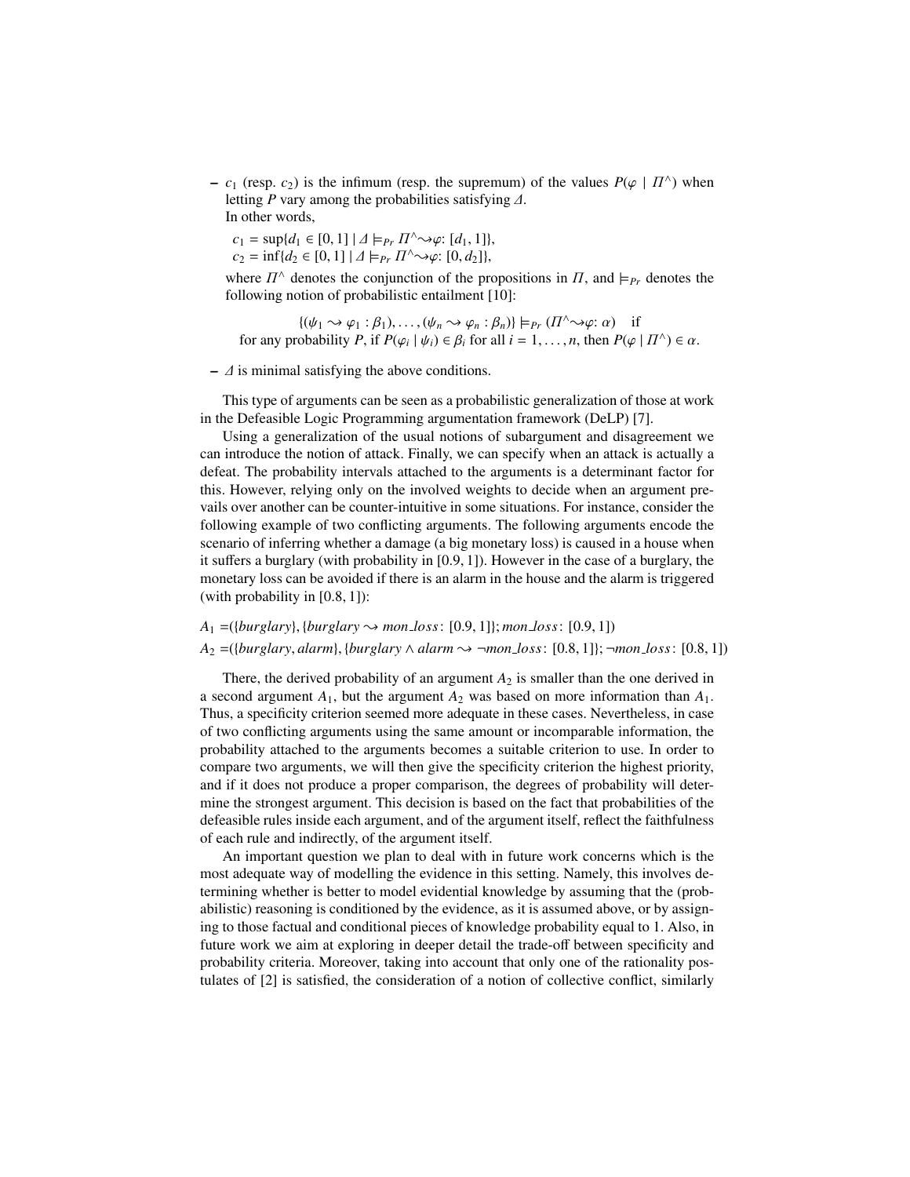- $c_1$ (resp. $c_2$) is the infimum (resp. the supremum) of the values $P(\varphi \mid \Pi^\wedge)$ when letting $P$ vary among the probabilities satisfying $\Delta$.
  In other words,

  $c_1 = \sup\{d_1 \in [0,1] \mid \Delta \models_{Pr} \Pi^\wedge \rightsquigarrow \varphi\colon [d_1, 1]\}$,
  $c_2 = \inf\{d_2 \in [0,1] \mid \Delta \models_{Pr} \Pi^\wedge \rightsquigarrow \varphi\colon [0, d_2]\}$,

  where $\Pi^\wedge$ denotes the conjunction of the propositions in $\Pi$, and $\models_{Pr}$ denotes the following notion of probabilistic entailment [10]:

  $$\{(\psi_1 \rightsquigarrow \varphi_1 : \beta_1), \ldots, (\psi_n \rightsquigarrow \varphi_n : \beta_n)\} \models_{Pr} (\Pi^\wedge \rightsquigarrow \varphi\colon \alpha) \quad \text{if}$$

  for any probability $P$, if $P(\varphi_i \mid \psi_i) \in \beta_i$ for all $i = 1, \ldots, n$, then $P(\varphi \mid \Pi^\wedge) \in \alpha$.

- $\Delta$ is minimal satisfying the above conditions.

This type of arguments can be seen as a probabilistic generalization of those at work in the Defeasible Logic Programming argumentation framework (DeLP) [7].

Using a generalization of the usual notions of subargument and disagreement we can introduce the notion of attack. Finally, we can specify when an attack is actually a defeat. The probability intervals attached to the arguments is a determinant factor for this. However, relying only on the involved weights to decide when an argument prevails over another can be counter-intuitive in some situations. For instance, consider the following example of two conflicting arguments. The following arguments encode the scenario of inferring whether a damage (a big monetary loss) is caused in a house when it suffers a burglary (with probability in [0.9, 1]). However in the case of a burglary, the monetary loss can be avoided if there is an alarm in the house and the alarm is triggered (with probability in [0.8, 1]):

$A_1 = (\{burglary\}, \{burglary \rightsquigarrow mon\_loss\colon [0.9, 1]\}; mon\_loss\colon [0.9, 1])$

$A_2 = (\{burglary, alarm\}, \{burglary \wedge alarm \rightsquigarrow \neg mon\_loss\colon [0.8, 1]\}; \neg mon\_loss\colon [0.8, 1])$

There, the derived probability of an argument $A_2$ is smaller than the one derived in a second argument $A_1$, but the argument $A_2$ was based on more information than $A_1$. Thus, a specificity criterion seemed more adequate in these cases. Nevertheless, in case of two conflicting arguments using the same amount or incomparable information, the probability attached to the arguments becomes a suitable criterion to use. In order to compare two arguments, we will then give the specificity criterion the highest priority, and if it does not produce a proper comparison, the degrees of probability will determine the strongest argument. This decision is based on the fact that probabilities of the defeasible rules inside each argument, and of the argument itself, reflect the faithfulness of each rule and indirectly, of the argument itself.

An important question we plan to deal with in future work concerns which is the most adequate way of modelling the evidence in this setting. Namely, this involves determining whether is better to model evidential knowledge by assuming that the (probabilistic) reasoning is conditioned by the evidence, as it is assumed above, or by assigning to those factual and conditional pieces of knowledge probability equal to 1. Also, in future work we aim at exploring in deeper detail the trade-off between specificity and probability criteria. Moreover, taking into account that only one of the rationality postulates of [2] is satisfied, the consideration of a notion of collective conflict, similarly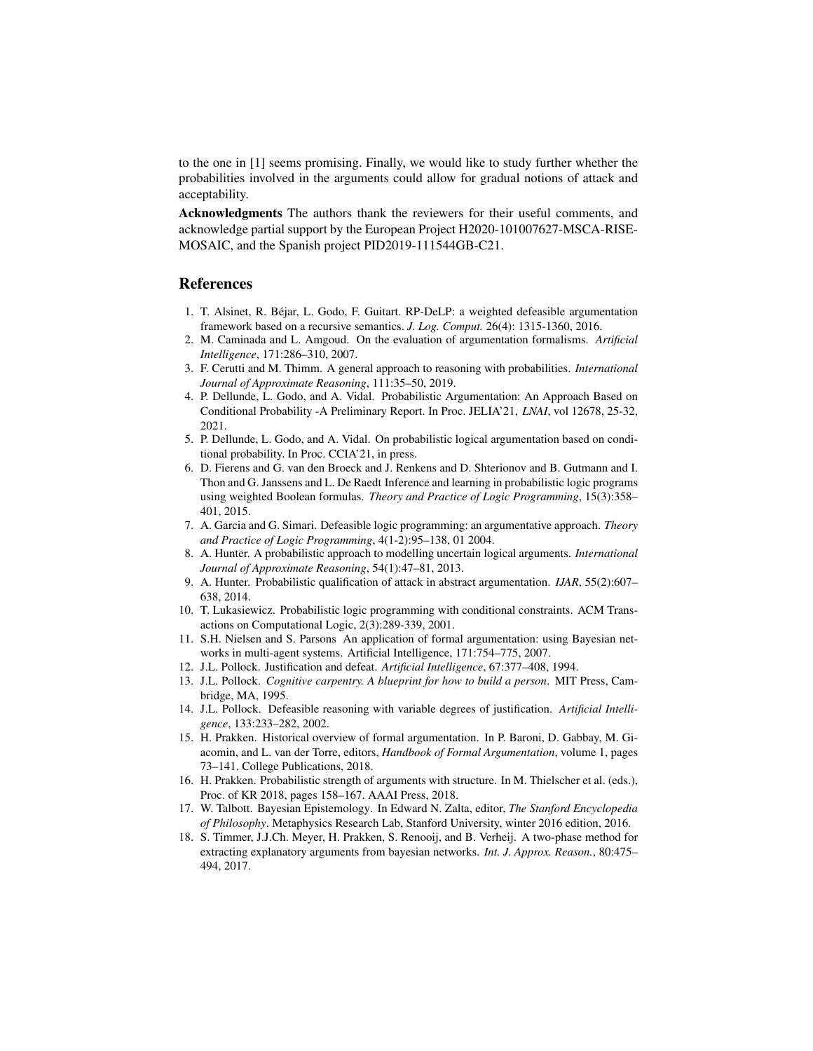to the one in [1] seems promising. Finally, we would like to study further whether the probabilities involved in the arguments could allow for gradual notions of attack and acceptability.

**Acknowledgments** The authors thank the reviewers for their useful comments, and acknowledge partial support by the European Project H2020-101007627-MSCA-RISE-MOSAIC, and the Spanish project PID2019-111544GB-C21.

## References

1. T. Alsinet, R. Béjar, L. Godo, F. Guitart. RP-DeLP: a weighted defeasible argumentation framework based on a recursive semantics. *J. Log. Comput.* 26(4): 1315-1360, 2016.
2. M. Caminada and L. Amgoud. On the evaluation of argumentation formalisms. *Artificial Intelligence*, 171:286–310, 2007.
3. F. Cerutti and M. Thimm. A general approach to reasoning with probabilities. *International Journal of Approximate Reasoning*, 111:35–50, 2019.
4. P. Dellunde, L. Godo, and A. Vidal. Probabilistic Argumentation: An Approach Based on Conditional Probability -A Preliminary Report. In Proc. JELIA'21, *LNAI*, vol 12678, 25-32, 2021.
5. P. Dellunde, L. Godo, and A. Vidal. On probabilistic logical argumentation based on conditional probability. In Proc. CCIA'21, in press.
6. D. Fierens and G. van den Broeck and J. Renkens and D. Shterionov and B. Gutmann and I. Thon and G. Janssens and L. De Raedt Inference and learning in probabilistic logic programs using weighted Boolean formulas. *Theory and Practice of Logic Programming*, 15(3):358–401, 2015.
7. A. Garcia and G. Simari. Defeasible logic programming: an argumentative approach. *Theory and Practice of Logic Programming*, 4(1-2):95–138, 01 2004.
8. A. Hunter. A probabilistic approach to modelling uncertain logical arguments. *International Journal of Approximate Reasoning*, 54(1):47–81, 2013.
9. A. Hunter. Probabilistic qualification of attack in abstract argumentation. *IJAR*, 55(2):607–638, 2014.
10. T. Lukasiewicz. Probabilistic logic programming with conditional constraints. ACM Transactions on Computational Logic, 2(3):289-339, 2001.
11. S.H. Nielsen and S. Parsons An application of formal argumentation: using Bayesian networks in multi-agent systems. Artificial Intelligence, 171:754–775, 2007.
12. J.L. Pollock. Justification and defeat. *Artificial Intelligence*, 67:377–408, 1994.
13. J.L. Pollock. *Cognitive carpentry. A blueprint for how to build a person*. MIT Press, Cambridge, MA, 1995.
14. J.L. Pollock. Defeasible reasoning with variable degrees of justification. *Artificial Intelligence*, 133:233–282, 2002.
15. H. Prakken. Historical overview of formal argumentation. In P. Baroni, D. Gabbay, M. Giacomin, and L. van der Torre, editors, *Handbook of Formal Argumentation*, volume 1, pages 73–141. College Publications, 2018.
16. H. Prakken. Probabilistic strength of arguments with structure. In M. Thielscher et al. (eds.), Proc. of KR 2018, pages 158–167. AAAI Press, 2018.
17. W. Talbott. Bayesian Epistemology. In Edward N. Zalta, editor, *The Stanford Encyclopedia of Philosophy*. Metaphysics Research Lab, Stanford University, winter 2016 edition, 2016.
18. S. Timmer, J.J.Ch. Meyer, H. Prakken, S. Renooij, and B. Verheij. A two-phase method for extracting explanatory arguments from bayesian networks. *Int. J. Approx. Reason.*, 80:475–494, 2017.